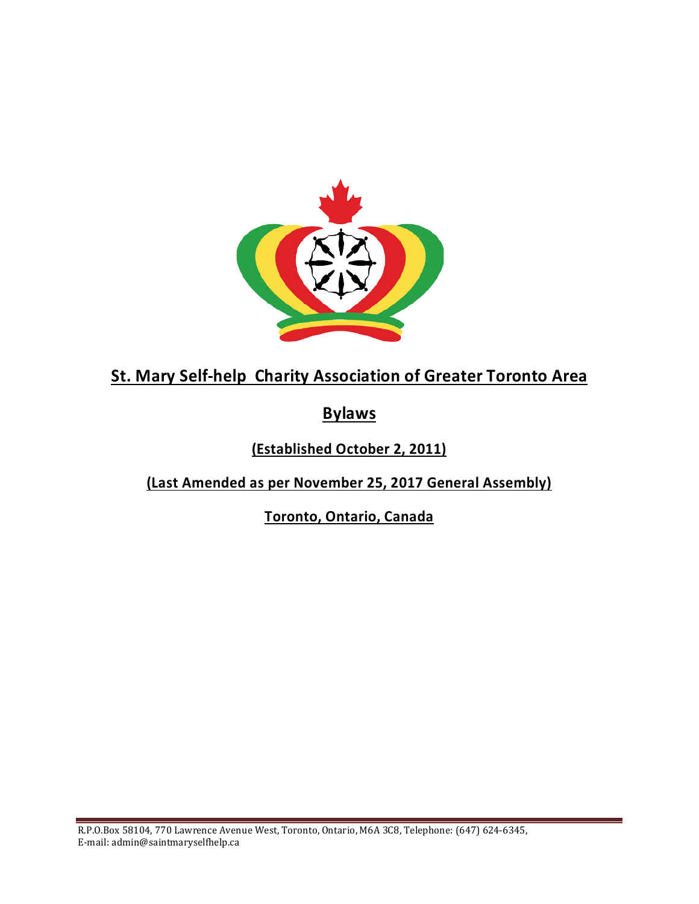# St. Mary Self-help Charity Association of Greater Toronto Area

## Bylaws

**(Established October 2, 2011)**

**(Last Amended as per November 25, 2017 General Assembly)**

**Toronto, Ontario, Canada**

R.P.O.Box 58104, 770 Lawrence Avenue West, Toronto, Ontario, M6A 3C8, Telephone: (647) 624-6345, E-mail: admin@saintmaryselfhelp.ca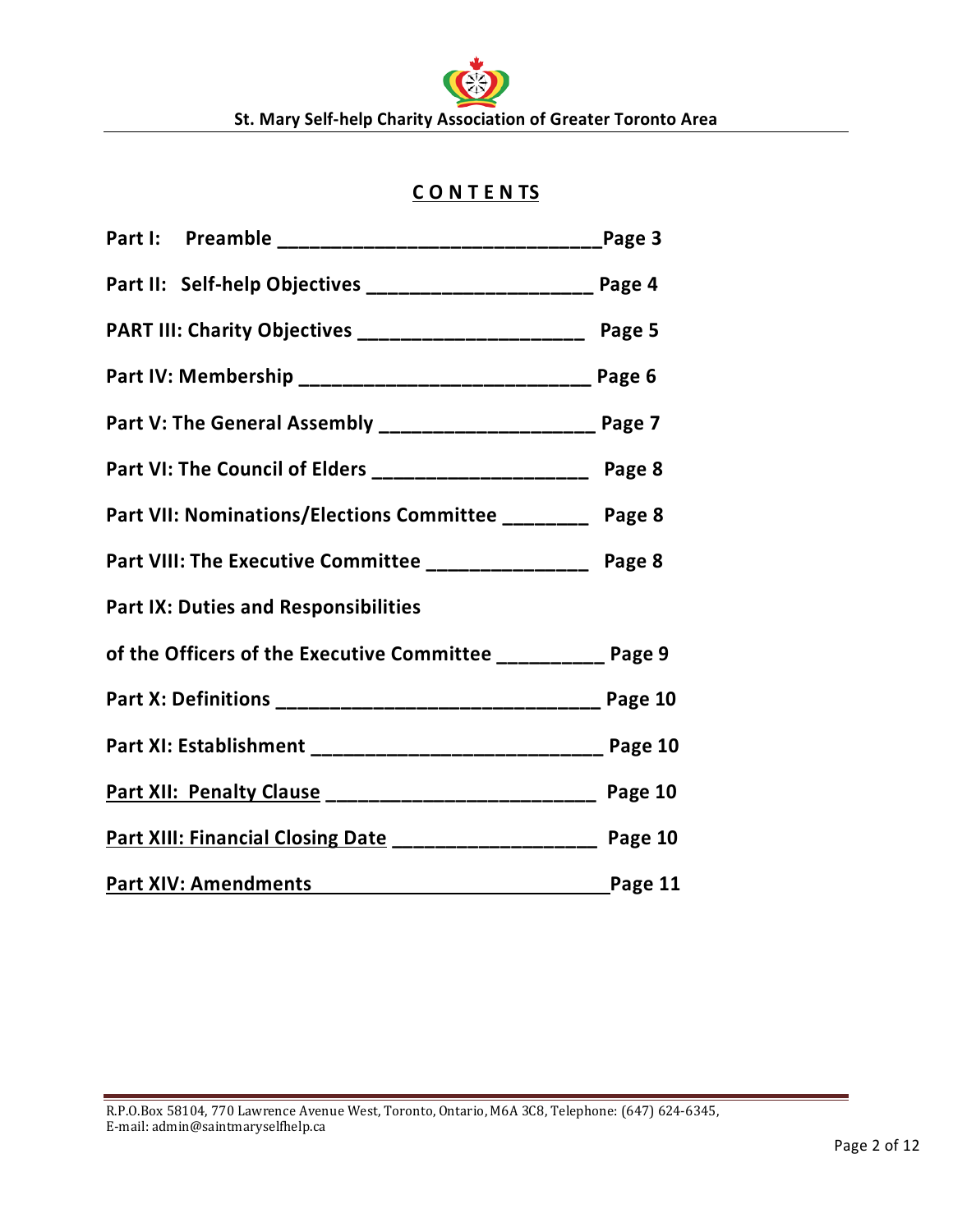## CONTENTS

**Part I: Preamble ______________________________Page 3**

**Part II: Self-help Objectives ____________________ Page 4**

**PART III: Charity Objectives ____________________ Page 5**

**Part IV: Membership __________________________ Page 6**

**Part V: The General Assembly ___________________ Page 7**

**Part VI: The Council of Elders ___________________ Page 8**

**Part VII: Nominations/Elections Committee ________ Page 8**

**Part VIII: The Executive Committee ______________ Page 8**

**Part IX: Duties and Responsibilities**

**of the Officers of the Executive Committee __________ Page 9**

**Part X: Definitions ______________________________ Page 10**

**Part XI: Establishment ___________________________ Page 10**

**Part XII: Penalty Clause _________________________ Page 10**

**Part XIII: Financial Closing Date ___________________ Page 10**

**Part XIV: Amendments ___________________________Page 11**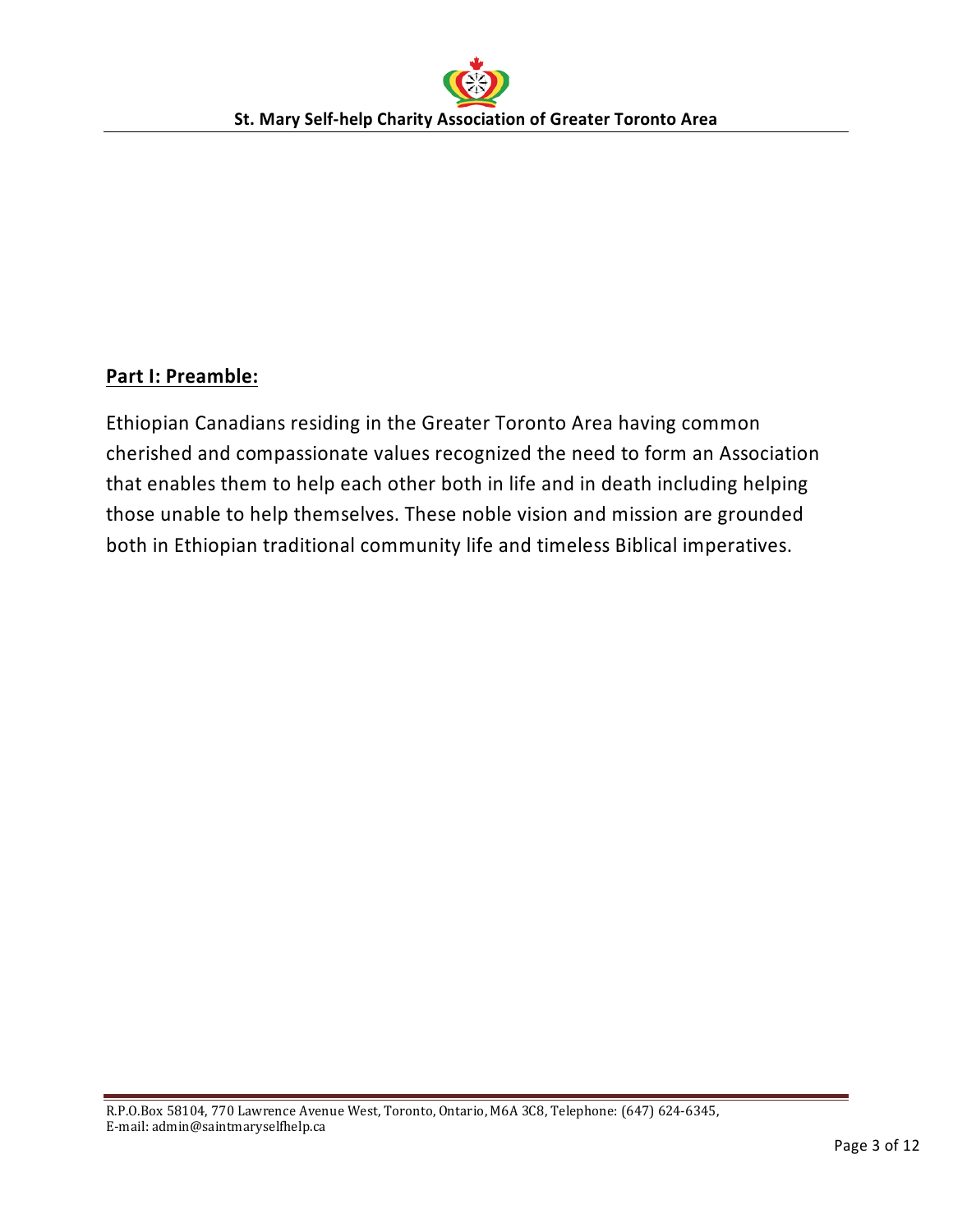## Part I: Preamble:

Ethiopian Canadians residing in the Greater Toronto Area having common cherished and compassionate values recognized the need to form an Association that enables them to help each other both in life and in death including helping those unable to help themselves. These noble vision and mission are grounded both in Ethiopian traditional community life and timeless Biblical imperatives.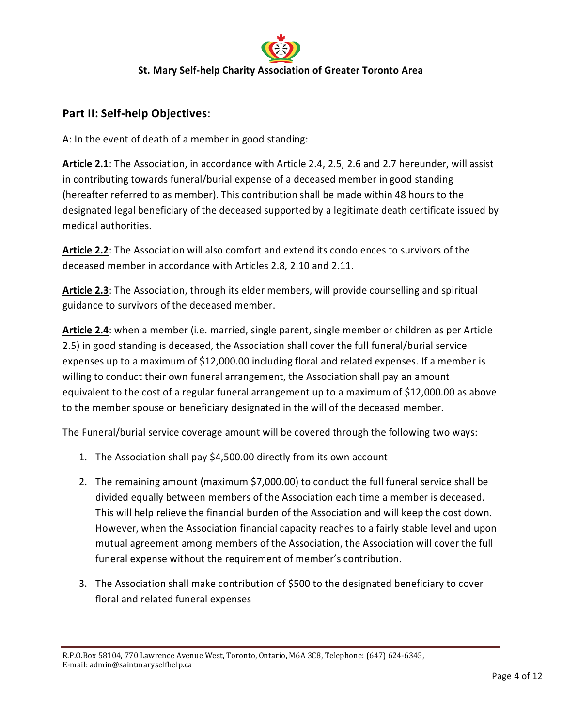## **Part II: Self-help Objectives**:

A: In the event of death of a member in good standing:

**Article 2.1**: The Association, in accordance with Article 2.4, 2.5, 2.6 and 2.7 hereunder, will assist in contributing towards funeral/burial expense of a deceased member in good standing (hereafter referred to as member). This contribution shall be made within 48 hours to the designated legal beneficiary of the deceased supported by a legitimate death certificate issued by medical authorities.

**Article 2.2**: The Association will also comfort and extend its condolences to survivors of the deceased member in accordance with Articles 2.8, 2.10 and 2.11.

**Article 2.3**: The Association, through its elder members, will provide counselling and spiritual guidance to survivors of the deceased member.

**Article 2.4**: when a member (i.e. married, single parent, single member or children as per Article 2.5) in good standing is deceased, the Association shall cover the full funeral/burial service expenses up to a maximum of $12,000.00 including floral and related expenses. If a member is willing to conduct their own funeral arrangement, the Association shall pay an amount equivalent to the cost of a regular funeral arrangement up to a maximum of $12,000.00 as above to the member spouse or beneficiary designated in the will of the deceased member.

The Funeral/burial service coverage amount will be covered through the following two ways:

1. The Association shall pay $4,500.00 directly from its own account
2. The remaining amount (maximum $7,000.00) to conduct the full funeral service shall be divided equally between members of the Association each time a member is deceased. This will help relieve the financial burden of the Association and will keep the cost down. However, when the Association financial capacity reaches to a fairly stable level and upon mutual agreement among members of the Association, the Association will cover the full funeral expense without the requirement of member's contribution.
3. The Association shall make contribution of $500 to the designated beneficiary to cover floral and related funeral expenses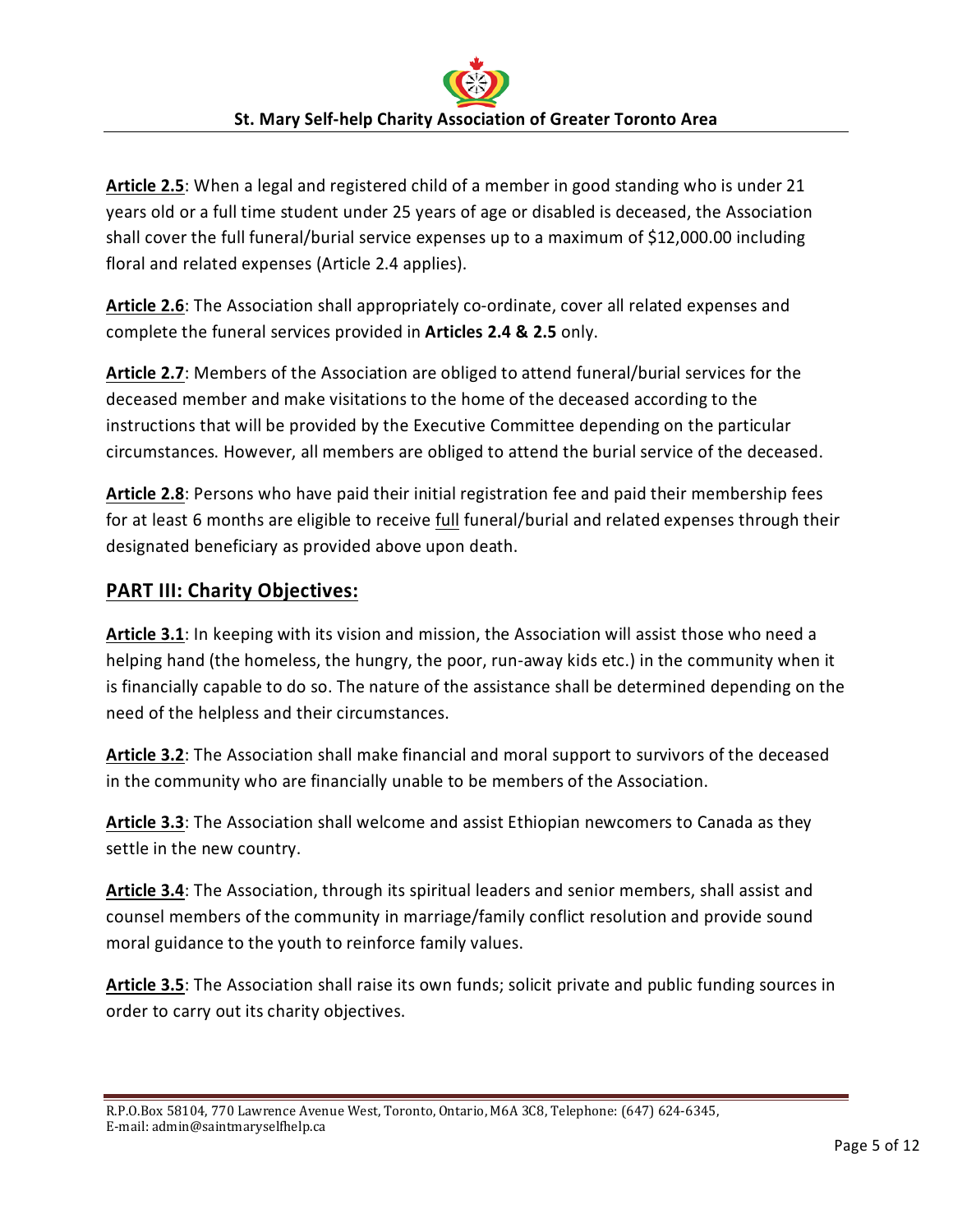**Article 2.5**: When a legal and registered child of a member in good standing who is under 21 years old or a full time student under 25 years of age or disabled is deceased, the Association shall cover the full funeral/burial service expenses up to a maximum of $12,000.00 including floral and related expenses (Article 2.4 applies).

**Article 2.6**: The Association shall appropriately co-ordinate, cover all related expenses and complete the funeral services provided in **Articles 2.4 & 2.5** only.

**Article 2.7**: Members of the Association are obliged to attend funeral/burial services for the deceased member and make visitations to the home of the deceased according to the instructions that will be provided by the Executive Committee depending on the particular circumstances. However, all members are obliged to attend the burial service of the deceased.

**Article 2.8**: Persons who have paid their initial registration fee and paid their membership fees for at least 6 months are eligible to receive full funeral/burial and related expenses through their designated beneficiary as provided above upon death.

## PART III: Charity Objectives:

**Article 3.1**: In keeping with its vision and mission, the Association will assist those who need a helping hand (the homeless, the hungry, the poor, run-away kids etc.) in the community when it is financially capable to do so. The nature of the assistance shall be determined depending on the need of the helpless and their circumstances.

**Article 3.2**: The Association shall make financial and moral support to survivors of the deceased in the community who are financially unable to be members of the Association.

**Article 3.3**: The Association shall welcome and assist Ethiopian newcomers to Canada as they settle in the new country.

**Article 3.4**: The Association, through its spiritual leaders and senior members, shall assist and counsel members of the community in marriage/family conflict resolution and provide sound moral guidance to the youth to reinforce family values.

**Article 3.5**: The Association shall raise its own funds; solicit private and public funding sources in order to carry out its charity objectives.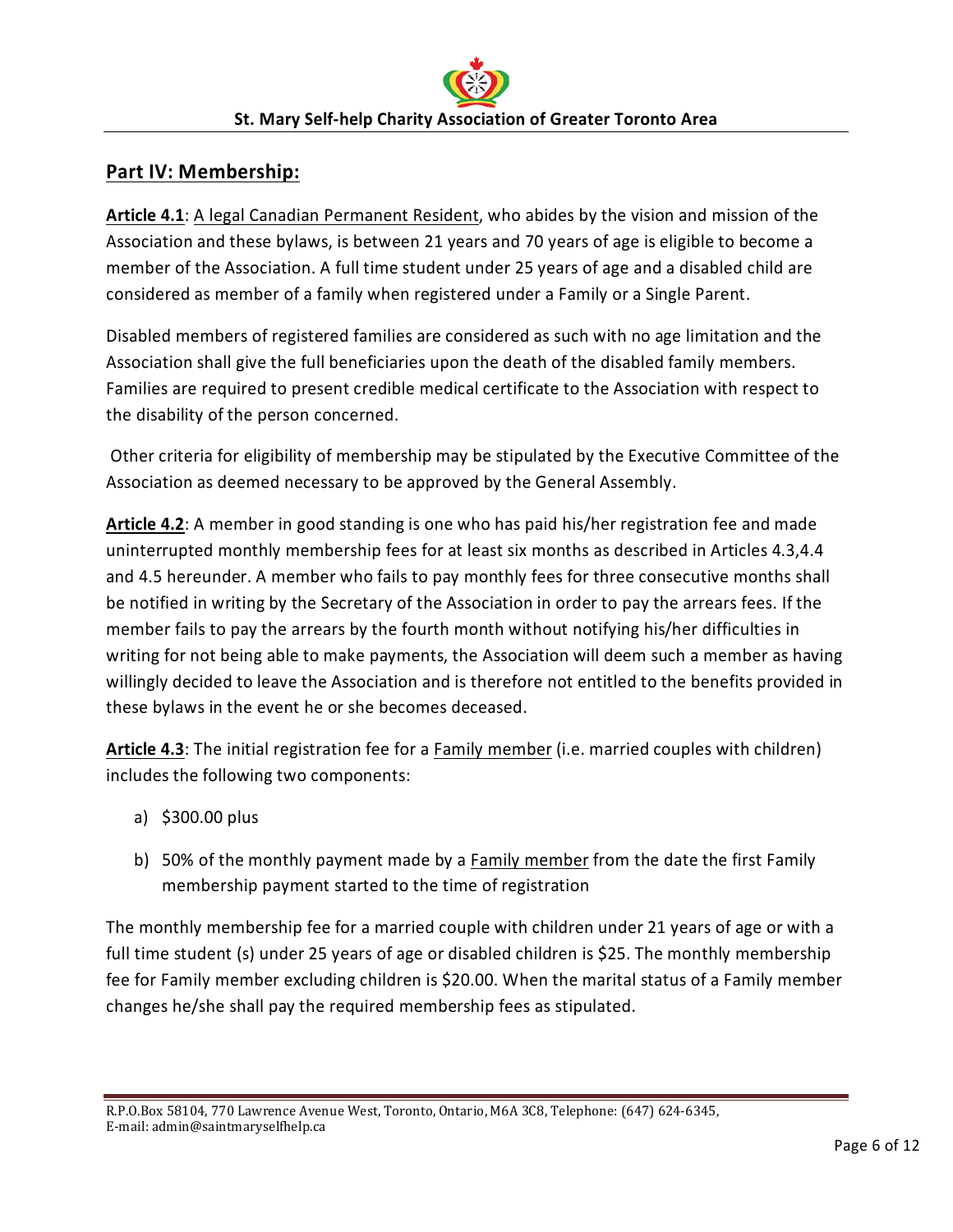## Part IV: Membership:

**Article 4.1**: A legal Canadian Permanent Resident, who abides by the vision and mission of the Association and these bylaws, is between 21 years and 70 years of age is eligible to become a member of the Association. A full time student under 25 years of age and a disabled child are considered as member of a family when registered under a Family or a Single Parent.

Disabled members of registered families are considered as such with no age limitation and the Association shall give the full beneficiaries upon the death of the disabled family members. Families are required to present credible medical certificate to the Association with respect to the disability of the person concerned.

Other criteria for eligibility of membership may be stipulated by the Executive Committee of the Association as deemed necessary to be approved by the General Assembly.

**Article 4.2**: A member in good standing is one who has paid his/her registration fee and made uninterrupted monthly membership fees for at least six months as described in Articles 4.3,4.4 and 4.5 hereunder. A member who fails to pay monthly fees for three consecutive months shall be notified in writing by the Secretary of the Association in order to pay the arrears fees. If the member fails to pay the arrears by the fourth month without notifying his/her difficulties in writing for not being able to make payments, the Association will deem such a member as having willingly decided to leave the Association and is therefore not entitled to the benefits provided in these bylaws in the event he or she becomes deceased.

**Article 4.3**: The initial registration fee for a Family member (i.e. married couples with children) includes the following two components:

a) $300.00 plus

b) 50% of the monthly payment made by a Family member from the date the first Family membership payment started to the time of registration

The monthly membership fee for a married couple with children under 21 years of age or with a full time student (s) under 25 years of age or disabled children is $25. The monthly membership fee for Family member excluding children is $20.00. When the marital status of a Family member changes he/she shall pay the required membership fees as stipulated.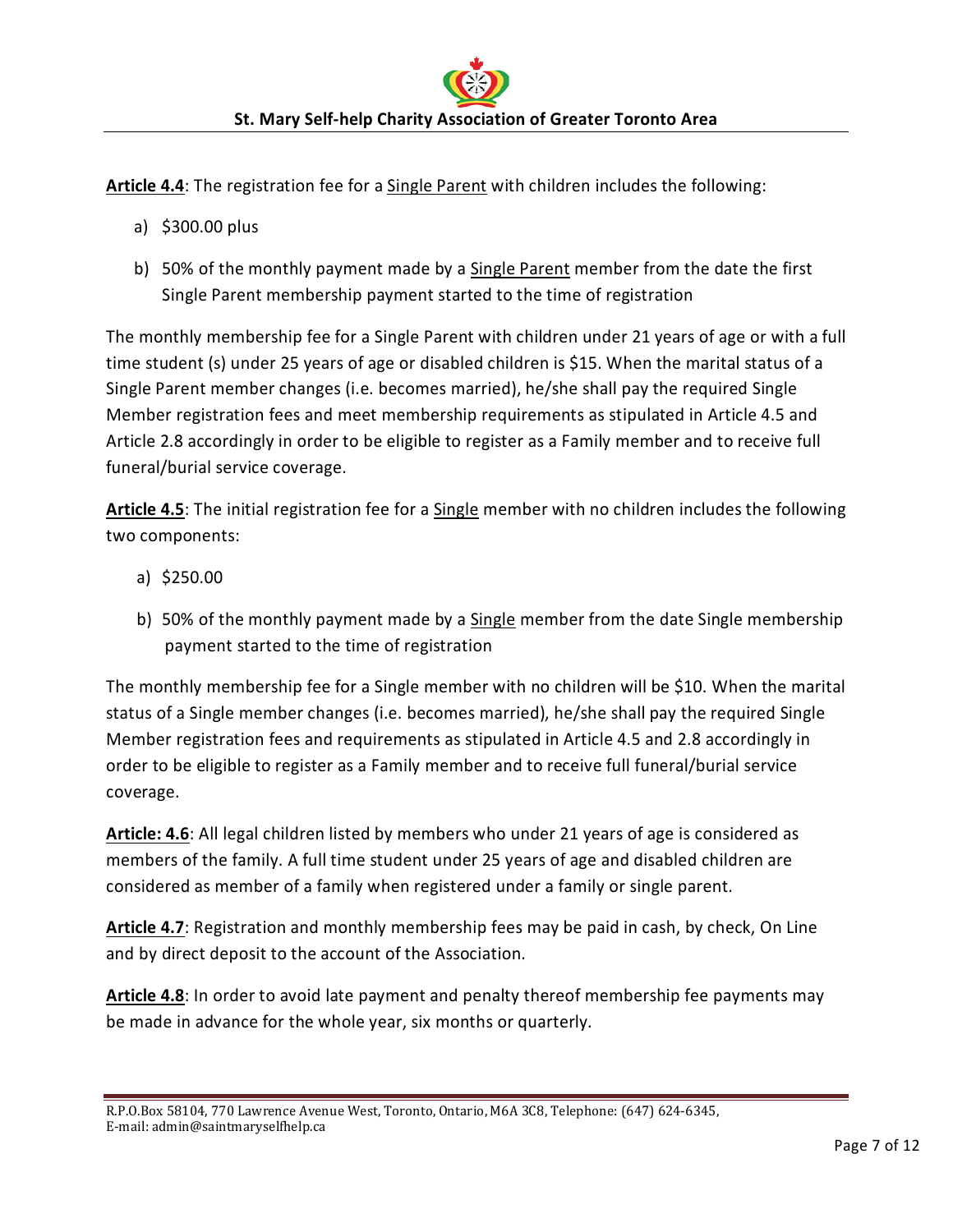**Article 4.4**: The registration fee for a Single Parent with children includes the following:

a) $300.00 plus

b) 50% of the monthly payment made by a Single Parent member from the date the first Single Parent membership payment started to the time of registration

The monthly membership fee for a Single Parent with children under 21 years of age or with a full time student (s) under 25 years of age or disabled children is $15. When the marital status of a Single Parent member changes (i.e. becomes married), he/she shall pay the required Single Member registration fees and meet membership requirements as stipulated in Article 4.5 and Article 2.8 accordingly in order to be eligible to register as a Family member and to receive full funeral/burial service coverage.

**Article 4.5**: The initial registration fee for a Single member with no children includes the following two components:

a) $250.00

b) 50% of the monthly payment made by a Single member from the date Single membership payment started to the time of registration

The monthly membership fee for a Single member with no children will be $10. When the marital status of a Single member changes (i.e. becomes married), he/she shall pay the required Single Member registration fees and requirements as stipulated in Article 4.5 and 2.8 accordingly in order to be eligible to register as a Family member and to receive full funeral/burial service coverage.

**Article: 4.6**: All legal children listed by members who under 21 years of age is considered as members of the family. A full time student under 25 years of age and disabled children are considered as member of a family when registered under a family or single parent.

**Article 4.7**: Registration and monthly membership fees may be paid in cash, by check, On Line and by direct deposit to the account of the Association.

**Article 4.8**: In order to avoid late payment and penalty thereof membership fee payments may be made in advance for the whole year, six months or quarterly.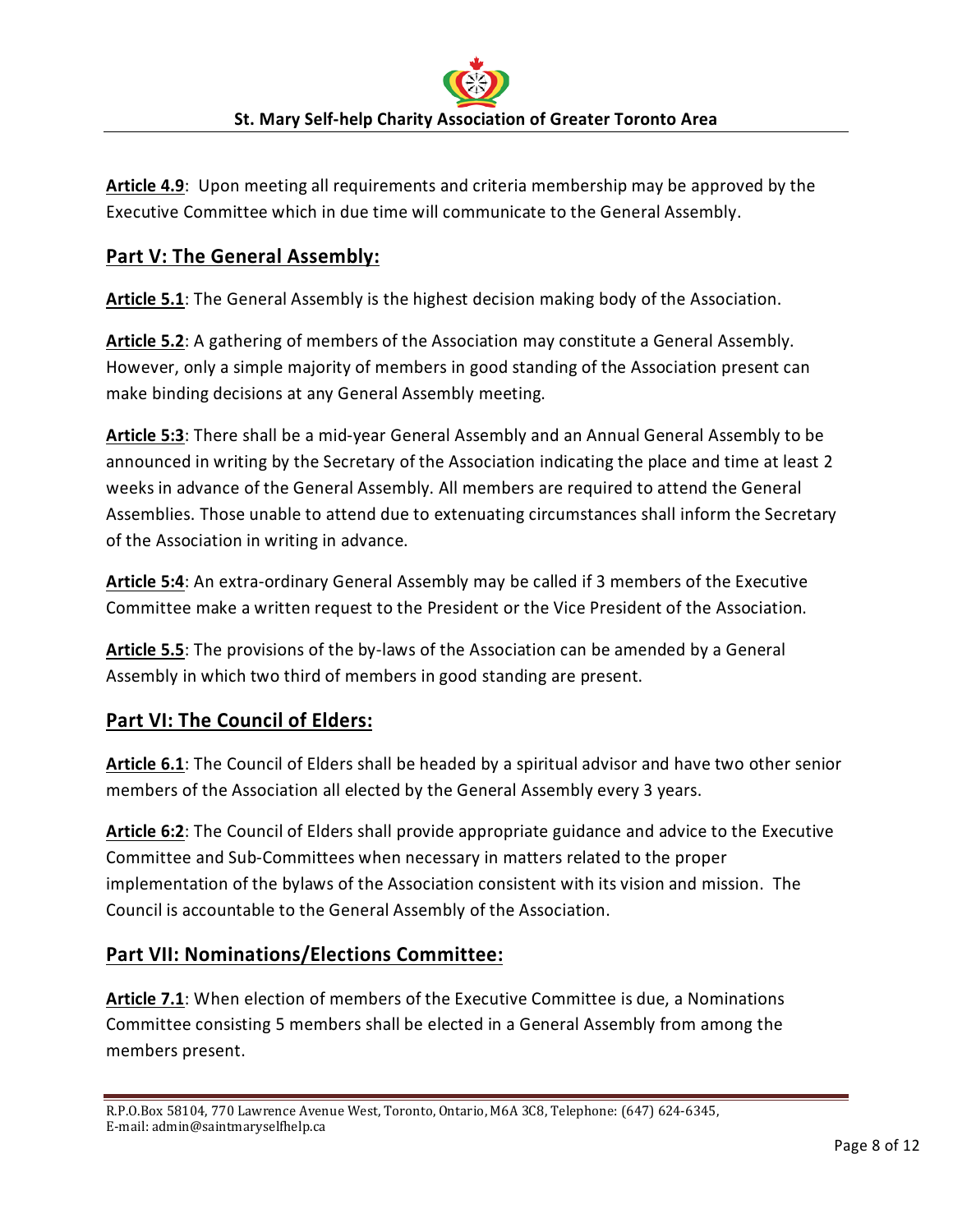**Article 4.9**: Upon meeting all requirements and criteria membership may be approved by the Executive Committee which in due time will communicate to the General Assembly.

## Part V: The General Assembly:

**Article 5.1**: The General Assembly is the highest decision making body of the Association.

**Article 5.2**: A gathering of members of the Association may constitute a General Assembly. However, only a simple majority of members in good standing of the Association present can make binding decisions at any General Assembly meeting.

**Article 5:3**: There shall be a mid-year General Assembly and an Annual General Assembly to be announced in writing by the Secretary of the Association indicating the place and time at least 2 weeks in advance of the General Assembly. All members are required to attend the General Assemblies. Those unable to attend due to extenuating circumstances shall inform the Secretary of the Association in writing in advance.

**Article 5:4**: An extra-ordinary General Assembly may be called if 3 members of the Executive Committee make a written request to the President or the Vice President of the Association.

**Article 5.5**: The provisions of the by-laws of the Association can be amended by a General Assembly in which two third of members in good standing are present.

## Part VI: The Council of Elders:

**Article 6.1**: The Council of Elders shall be headed by a spiritual advisor and have two other senior members of the Association all elected by the General Assembly every 3 years.

**Article 6:2**: The Council of Elders shall provide appropriate guidance and advice to the Executive Committee and Sub-Committees when necessary in matters related to the proper implementation of the bylaws of the Association consistent with its vision and mission. The Council is accountable to the General Assembly of the Association.

## Part VII: Nominations/Elections Committee:

**Article 7.1**: When election of members of the Executive Committee is due, a Nominations Committee consisting 5 members shall be elected in a General Assembly from among the members present.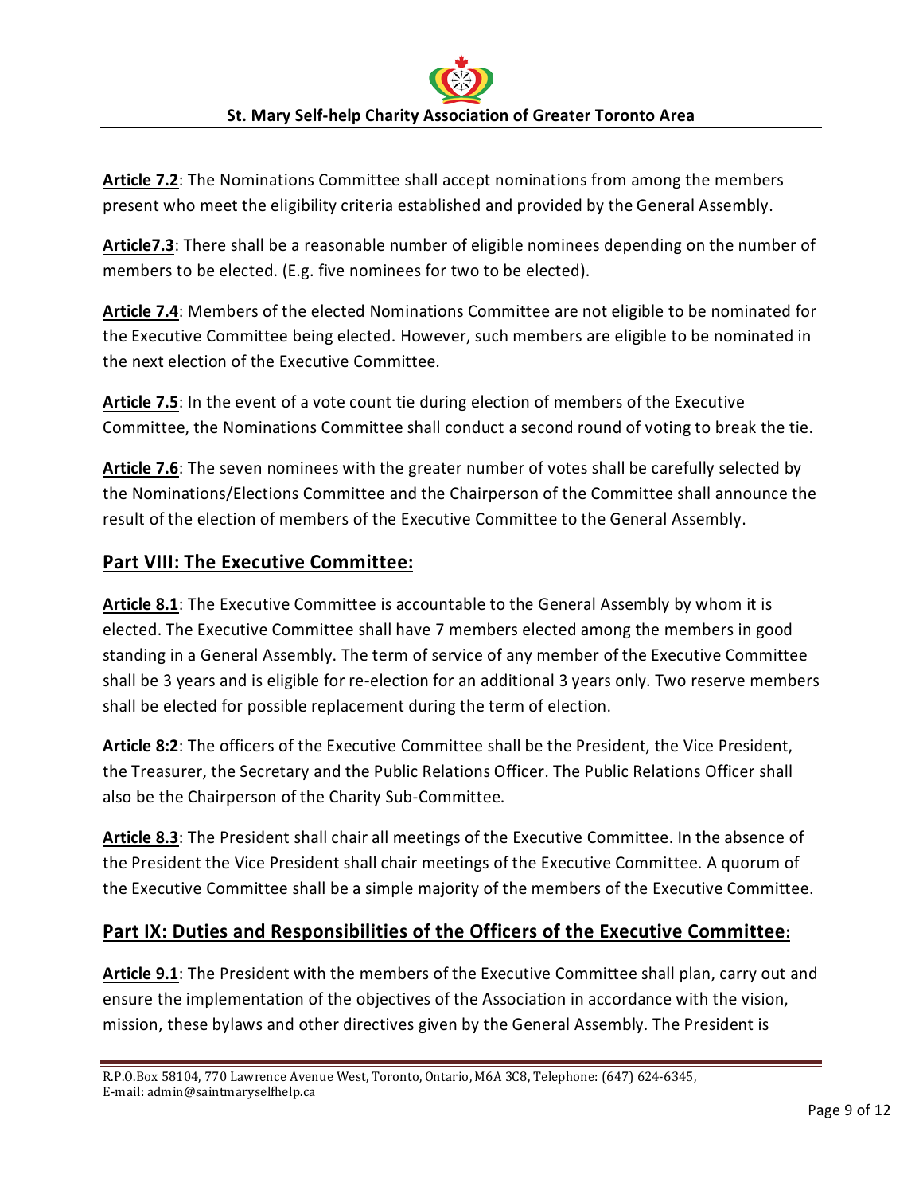**Article 7.2**: The Nominations Committee shall accept nominations from among the members present who meet the eligibility criteria established and provided by the General Assembly.

**Article7.3**: There shall be a reasonable number of eligible nominees depending on the number of members to be elected. (E.g. five nominees for two to be elected).

**Article 7.4**: Members of the elected Nominations Committee are not eligible to be nominated for the Executive Committee being elected. However, such members are eligible to be nominated in the next election of the Executive Committee.

**Article 7.5**: In the event of a vote count tie during election of members of the Executive Committee, the Nominations Committee shall conduct a second round of voting to break the tie.

**Article 7.6**: The seven nominees with the greater number of votes shall be carefully selected by the Nominations/Elections Committee and the Chairperson of the Committee shall announce the result of the election of members of the Executive Committee to the General Assembly.

## Part VIII: The Executive Committee:

**Article 8.1**: The Executive Committee is accountable to the General Assembly by whom it is elected. The Executive Committee shall have 7 members elected among the members in good standing in a General Assembly. The term of service of any member of the Executive Committee shall be 3 years and is eligible for re-election for an additional 3 years only. Two reserve members shall be elected for possible replacement during the term of election.

**Article 8:2**: The officers of the Executive Committee shall be the President, the Vice President, the Treasurer, the Secretary and the Public Relations Officer. The Public Relations Officer shall also be the Chairperson of the Charity Sub-Committee.

**Article 8.3**: The President shall chair all meetings of the Executive Committee. In the absence of the President the Vice President shall chair meetings of the Executive Committee. A quorum of the Executive Committee shall be a simple majority of the members of the Executive Committee.

## Part IX: Duties and Responsibilities of the Officers of the Executive Committee:

**Article 9.1**: The President with the members of the Executive Committee shall plan, carry out and ensure the implementation of the objectives of the Association in accordance with the vision, mission, these bylaws and other directives given by the General Assembly. The President is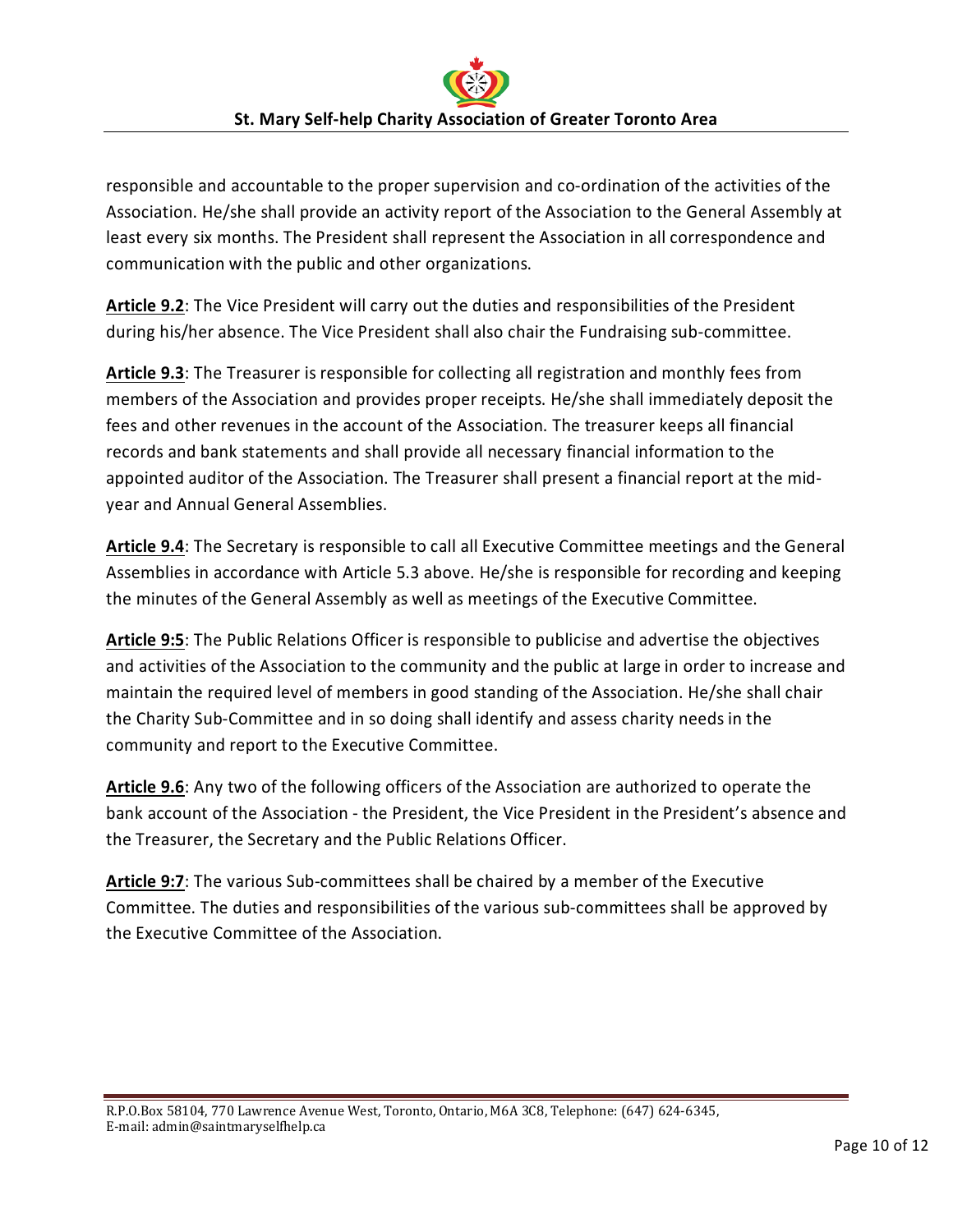responsible and accountable to the proper supervision and co-ordination of the activities of the Association. He/she shall provide an activity report of the Association to the General Assembly at least every six months. The President shall represent the Association in all correspondence and communication with the public and other organizations.

**Article 9.2**: The Vice President will carry out the duties and responsibilities of the President during his/her absence. The Vice President shall also chair the Fundraising sub-committee.

**Article 9.3**: The Treasurer is responsible for collecting all registration and monthly fees from members of the Association and provides proper receipts. He/she shall immediately deposit the fees and other revenues in the account of the Association. The treasurer keeps all financial records and bank statements and shall provide all necessary financial information to the appointed auditor of the Association. The Treasurer shall present a financial report at the mid-year and Annual General Assemblies.

**Article 9.4**: The Secretary is responsible to call all Executive Committee meetings and the General Assemblies in accordance with Article 5.3 above. He/she is responsible for recording and keeping the minutes of the General Assembly as well as meetings of the Executive Committee.

**Article 9:5**: The Public Relations Officer is responsible to publicise and advertise the objectives and activities of the Association to the community and the public at large in order to increase and maintain the required level of members in good standing of the Association. He/she shall chair the Charity Sub-Committee and in so doing shall identify and assess charity needs in the community and report to the Executive Committee.

**Article 9.6**: Any two of the following officers of the Association are authorized to operate the bank account of the Association - the President, the Vice President in the President's absence and the Treasurer, the Secretary and the Public Relations Officer.

**Article 9:7**: The various Sub-committees shall be chaired by a member of the Executive Committee. The duties and responsibilities of the various sub-committees shall be approved by the Executive Committee of the Association.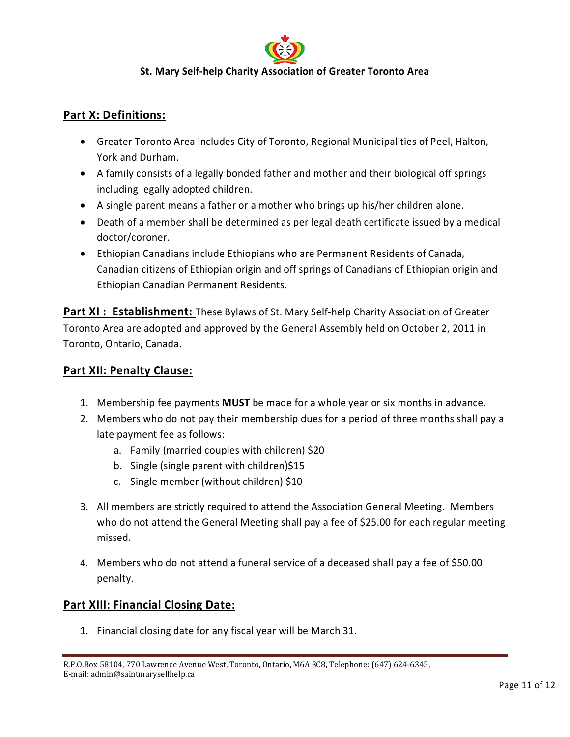## Part X: Definitions:

- Greater Toronto Area includes City of Toronto, Regional Municipalities of Peel, Halton, York and Durham.
- A family consists of a legally bonded father and mother and their biological off springs including legally adopted children.
- A single parent means a father or a mother who brings up his/her children alone.
- Death of a member shall be determined as per legal death certificate issued by a medical doctor/coroner.
- Ethiopian Canadians include Ethiopians who are Permanent Residents of Canada, Canadian citizens of Ethiopian origin and off springs of Canadians of Ethiopian origin and Ethiopian Canadian Permanent Residents.

**Part XI : Establishment:** These Bylaws of St. Mary Self-help Charity Association of Greater Toronto Area are adopted and approved by the General Assembly held on October 2, 2011 in Toronto, Ontario, Canada.

## Part XII: Penalty Clause:

1. Membership fee payments **MUST** be made for a whole year or six months in advance.
2. Members who do not pay their membership dues for a period of three months shall pay a late payment fee as follows:
   a. Family (married couples with children) $20
   b. Single (single parent with children)$15
   c. Single member (without children) $10
3. All members are strictly required to attend the Association General Meeting. Members who do not attend the General Meeting shall pay a fee of $25.00 for each regular meeting missed.
4. Members who do not attend a funeral service of a deceased shall pay a fee of $50.00 penalty.

## Part XIII: Financial Closing Date:

1. Financial closing date for any fiscal year will be March 31.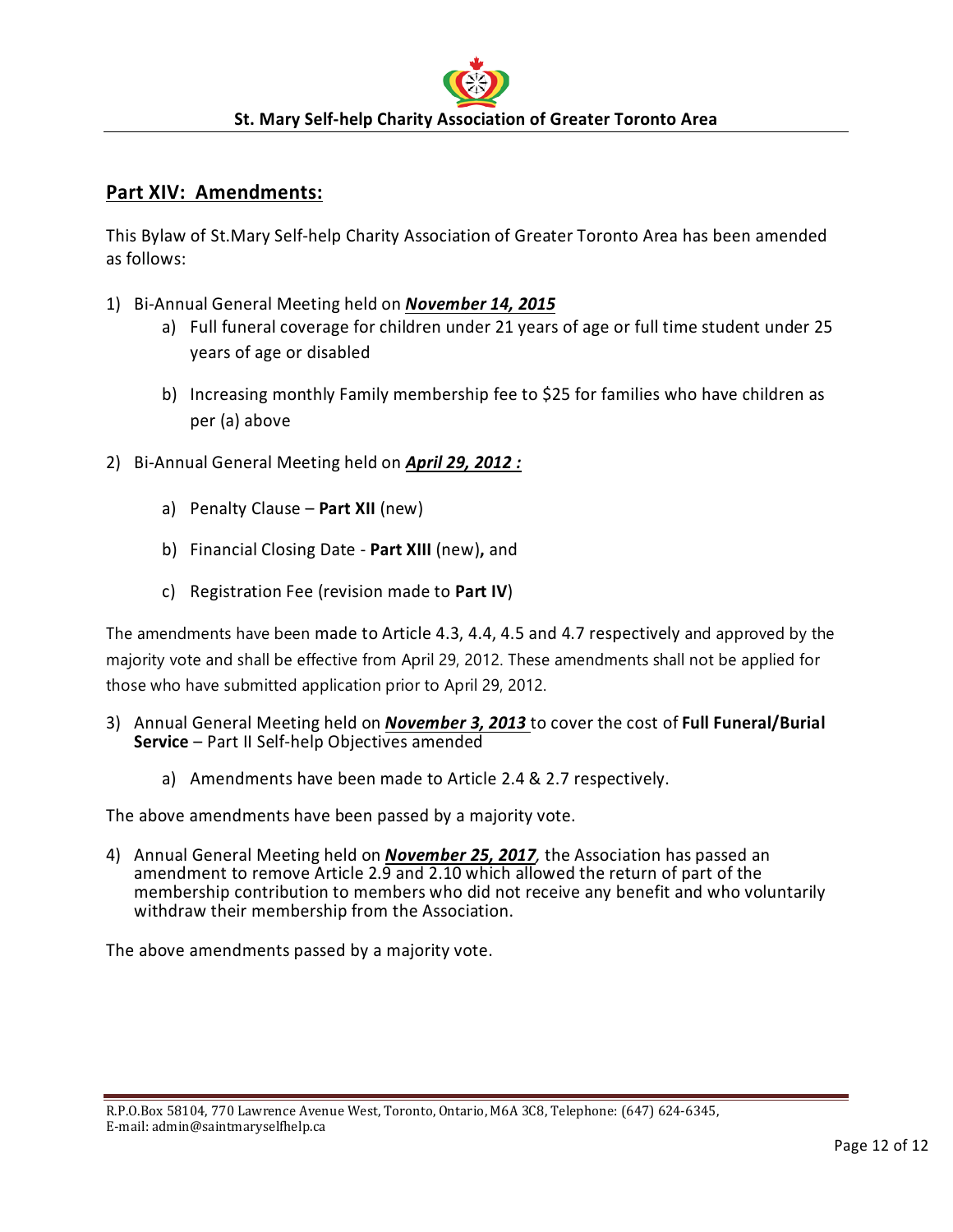## Part XIV: Amendments:

This Bylaw of St.Mary Self-help Charity Association of Greater Toronto Area has been amended as follows:

1) Bi-Annual General Meeting held on ***November 14, 2015***
   a) Full funeral coverage for children under 21 years of age or full time student under 25 years of age or disabled

   b) Increasing monthly Family membership fee to $25 for families who have children as per (a) above

2) Bi-Annual General Meeting held on ***April 29, 2012 :***

   a) Penalty Clause – **Part XII** (new)

   b) Financial Closing Date - **Part XIII** (new)**,** and

   c) Registration Fee (revision made to **Part IV**)

The amendments have been made to Article 4.3, 4.4, 4.5 and 4.7 respectively and approved by the majority vote and shall be effective from April 29, 2012. These amendments shall not be applied for those who have submitted application prior to April 29, 2012.

3) Annual General Meeting held on ***November 3, 2013*** to cover the cost of **Full Funeral/Burial Service** – Part II Self-help Objectives amended

   a) Amendments have been made to Article 2.4 & 2.7 respectively.

The above amendments have been passed by a majority vote.

4) Annual General Meeting held on ***November 25, 2017***, the Association has passed an amendment to remove Article 2.9 and 2.10 which allowed the return of part of the membership contribution to members who did not receive any benefit and who voluntarily withdraw their membership from the Association.

The above amendments passed by a majority vote.